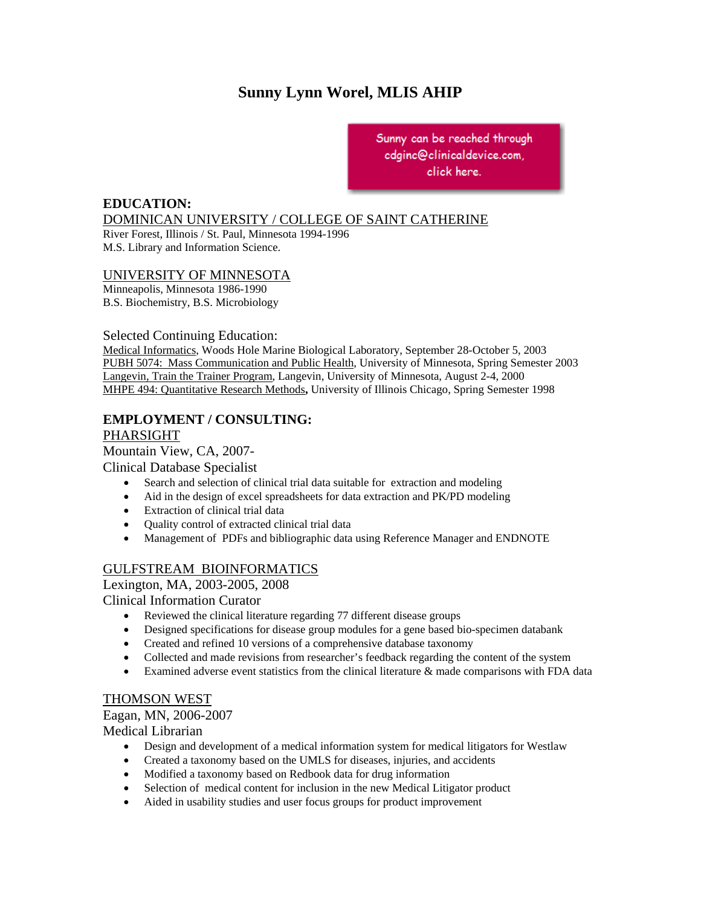# Sunny Lynn Worel, MLIS AHIP

Sunny can be reached through cdginc@clinicaldevice.com, click here.

## EDUCATION:

DOMINICAN UNIVERSITY / COLLEGE OF SAINT CATHERINE
River Forest, Illinois / St. Paul, Minnesota 1994-1996
M.S. Library and Information Science.

UNIVERSITY OF MINNESOTA
Minneapolis, Minnesota 1986-1990
B.S. Biochemistry, B.S. Microbiology

Selected Continuing Education:
Medical Informatics, Woods Hole Marine Biological Laboratory, September 28-October 5, 2003
PUBH 5074: Mass Communication and Public Health, University of Minnesota, Spring Semester 2003
Langevin, Train the Trainer Program, Langevin, University of Minnesota, August 2-4, 2000
MHPE 494: Quantitative Research Methods**,** University of Illinois Chicago, Spring Semester 1998

## EMPLOYMENT / CONSULTING:

PHARSIGHT
Mountain View, CA, 2007-
Clinical Database Specialist

- Search and selection of clinical trial data suitable for extraction and modeling
- Aid in the design of excel spreadsheets for data extraction and PK/PD modeling
- Extraction of clinical trial data
- Quality control of extracted clinical trial data
- Management of PDFs and bibliographic data using Reference Manager and ENDNOTE

GULFSTREAM BIOINFORMATICS
Lexington, MA, 2003-2005, 2008
Clinical Information Curator

- Reviewed the clinical literature regarding 77 different disease groups
- Designed specifications for disease group modules for a gene based bio-specimen databank
- Created and refined 10 versions of a comprehensive database taxonomy
- Collected and made revisions from researcher's feedback regarding the content of the system
- Examined adverse event statistics from the clinical literature & made comparisons with FDA data

THOMSON WEST
Eagan, MN, 2006-2007
Medical Librarian

- Design and development of a medical information system for medical litigators for Westlaw
- Created a taxonomy based on the UMLS for diseases, injuries, and accidents
- Modified a taxonomy based on Redbook data for drug information
- Selection of medical content for inclusion in the new Medical Litigator product
- Aided in usability studies and user focus groups for product improvement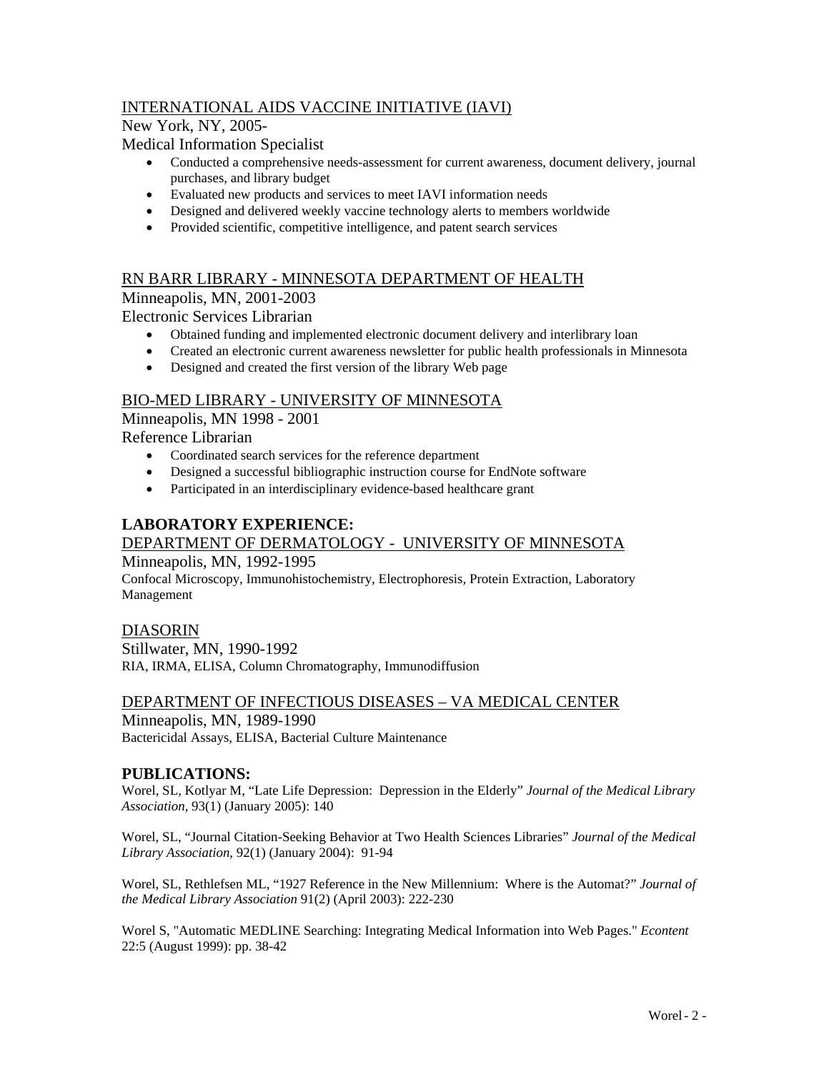<u>INTERNATIONAL AIDS VACCINE INITIATIVE (IAVI)</u>
New York, NY, 2005-
Medical Information Specialist

- Conducted a comprehensive needs-assessment for current awareness, document delivery, journal purchases, and library budget
- Evaluated new products and services to meet IAVI information needs
- Designed and delivered weekly vaccine technology alerts to members worldwide
- Provided scientific, competitive intelligence, and patent search services

<u>RN BARR LIBRARY - MINNESOTA DEPARTMENT OF HEALTH</u>
Minneapolis, MN, 2001-2003
Electronic Services Librarian

- Obtained funding and implemented electronic document delivery and interlibrary loan
- Created an electronic current awareness newsletter for public health professionals in Minnesota
- Designed and created the first version of the library Web page

<u>BIO-MED LIBRARY - UNIVERSITY OF MINNESOTA</u>
Minneapolis, MN 1998 - 2001
Reference Librarian

- Coordinated search services for the reference department
- Designed a successful bibliographic instruction course for EndNote software
- Participated in an interdisciplinary evidence-based healthcare grant

## LABORATORY EXPERIENCE:

<u>DEPARTMENT OF DERMATOLOGY - UNIVERSITY OF MINNESOTA</u>
Minneapolis, MN, 1992-1995
Confocal Microscopy, Immunohistochemistry, Electrophoresis, Protein Extraction, Laboratory Management

<u>DIASORIN</u>
Stillwater, MN, 1990-1992
RIA, IRMA, ELISA, Column Chromatography, Immunodiffusion

<u>DEPARTMENT OF INFECTIOUS DISEASES – VA MEDICAL CENTER</u>
Minneapolis, MN, 1989-1990
Bactericidal Assays, ELISA, Bacterial Culture Maintenance

## PUBLICATIONS:

Worel, SL, Kotlyar M, "Late Life Depression: Depression in the Elderly" *Journal of the Medical Library Association*, 93(1) (January 2005): 140

Worel, SL, "Journal Citation-Seeking Behavior at Two Health Sciences Libraries" *Journal of the Medical Library Association*, 92(1) (January 2004): 91-94

Worel, SL, Rethlefsen ML, "1927 Reference in the New Millennium: Where is the Automat?" *Journal of the Medical Library Association* 91(2) (April 2003): 222-230

Worel S, "Automatic MEDLINE Searching: Integrating Medical Information into Web Pages." *Econtent* 22:5 (August 1999): pp. 38-42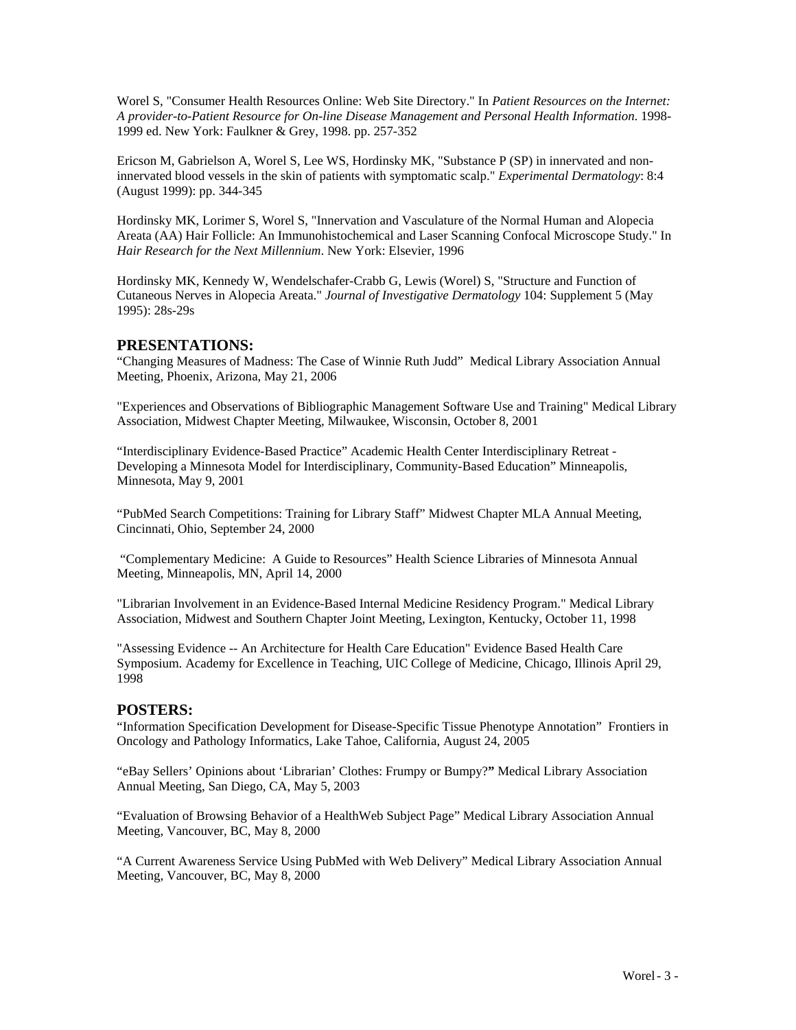Worel S, "Consumer Health Resources Online: Web Site Directory." In *Patient Resources on the Internet: A provider-to-Patient Resource for On-line Disease Management and Personal Health Information*. 1998-1999 ed. New York: Faulkner & Grey, 1998. pp. 257-352

Ericson M, Gabrielson A, Worel S, Lee WS, Hordinsky MK, "Substance P (SP) in innervated and non-innervated blood vessels in the skin of patients with symptomatic scalp." *Experimental Dermatology*: 8:4 (August 1999): pp. 344-345

Hordinsky MK, Lorimer S, Worel S, "Innervation and Vasculature of the Normal Human and Alopecia Areata (AA) Hair Follicle: An Immunohistochemical and Laser Scanning Confocal Microscope Study." In *Hair Research for the Next Millennium*. New York: Elsevier, 1996

Hordinsky MK, Kennedy W, Wendelschafer-Crabb G, Lewis (Worel) S, "Structure and Function of Cutaneous Nerves in Alopecia Areata." *Journal of Investigative Dermatology* 104: Supplement 5 (May 1995): 28s-29s

## PRESENTATIONS:

"Changing Measures of Madness: The Case of Winnie Ruth Judd" Medical Library Association Annual Meeting, Phoenix, Arizona, May 21, 2006

"Experiences and Observations of Bibliographic Management Software Use and Training" Medical Library Association, Midwest Chapter Meeting, Milwaukee, Wisconsin, October 8, 2001

"Interdisciplinary Evidence-Based Practice" Academic Health Center Interdisciplinary Retreat - Developing a Minnesota Model for Interdisciplinary, Community-Based Education" Minneapolis, Minnesota, May 9, 2001

"PubMed Search Competitions: Training for Library Staff" Midwest Chapter MLA Annual Meeting, Cincinnati, Ohio, September 24, 2000

"Complementary Medicine: A Guide to Resources" Health Science Libraries of Minnesota Annual Meeting, Minneapolis, MN, April 14, 2000

"Librarian Involvement in an Evidence-Based Internal Medicine Residency Program." Medical Library Association, Midwest and Southern Chapter Joint Meeting, Lexington, Kentucky, October 11, 1998

"Assessing Evidence -- An Architecture for Health Care Education" Evidence Based Health Care Symposium. Academy for Excellence in Teaching, UIC College of Medicine, Chicago, Illinois April 29, 1998

## POSTERS:

"Information Specification Development for Disease-Specific Tissue Phenotype Annotation" Frontiers in Oncology and Pathology Informatics, Lake Tahoe, California, August 24, 2005

"eBay Sellers' Opinions about 'Librarian' Clothes: Frumpy or Bumpy?**"** Medical Library Association Annual Meeting, San Diego, CA, May 5, 2003

"Evaluation of Browsing Behavior of a HealthWeb Subject Page" Medical Library Association Annual Meeting, Vancouver, BC, May 8, 2000

"A Current Awareness Service Using PubMed with Web Delivery" Medical Library Association Annual Meeting, Vancouver, BC, May 8, 2000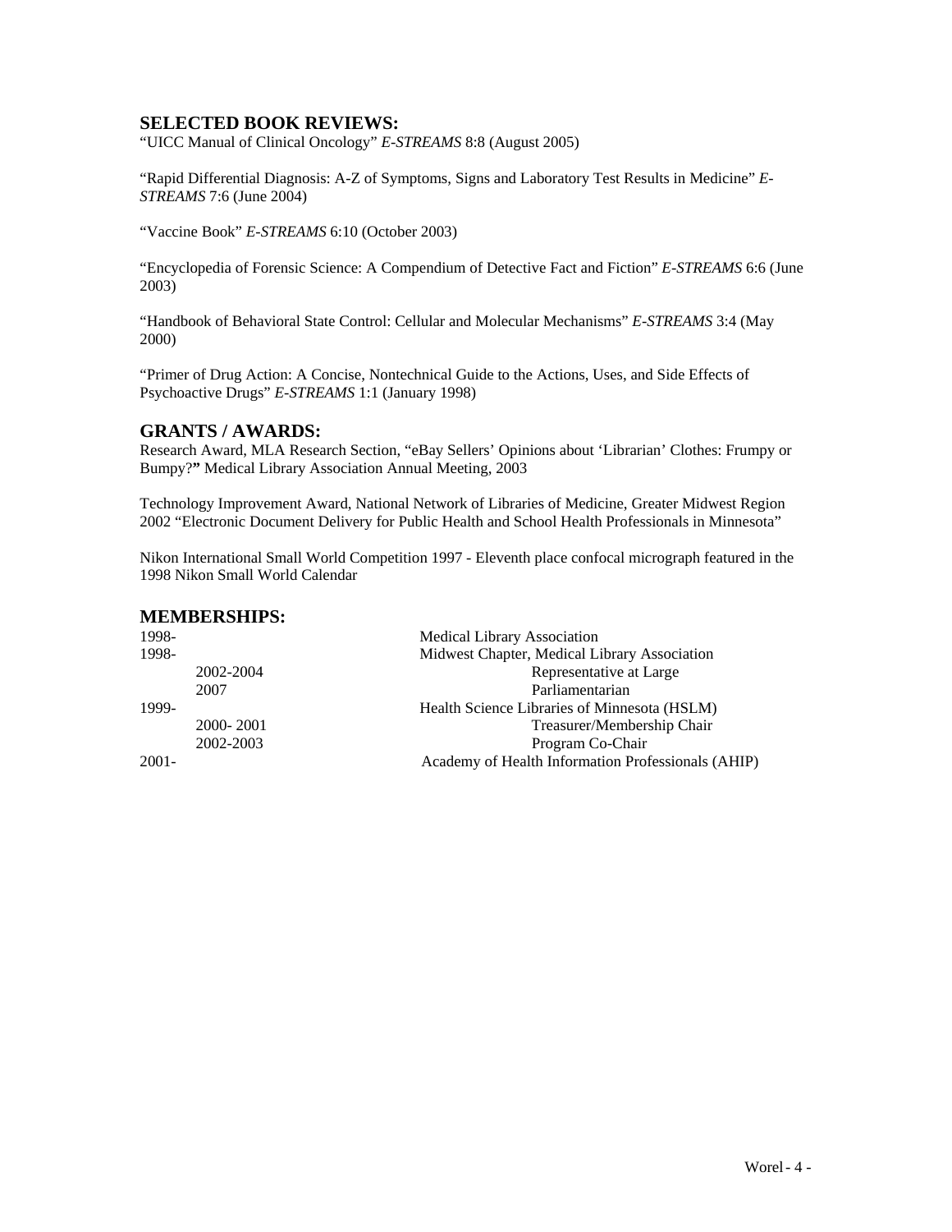## SELECTED BOOK REVIEWS:

"UICC Manual of Clinical Oncology" *E-STREAMS* 8:8 (August 2005)

"Rapid Differential Diagnosis: A-Z of Symptoms, Signs and Laboratory Test Results in Medicine" *E-STREAMS* 7:6 (June 2004)

"Vaccine Book" *E-STREAMS* 6:10 (October 2003)

"Encyclopedia of Forensic Science: A Compendium of Detective Fact and Fiction" *E-STREAMS* 6:6 (June 2003)

"Handbook of Behavioral State Control: Cellular and Molecular Mechanisms" *E-STREAMS* 3:4 (May 2000)

"Primer of Drug Action: A Concise, Nontechnical Guide to the Actions, Uses, and Side Effects of Psychoactive Drugs" *E-STREAMS* 1:1 (January 1998)

## GRANTS / AWARDS:

Research Award, MLA Research Section, "eBay Sellers' Opinions about 'Librarian' Clothes: Frumpy or Bumpy?**"** Medical Library Association Annual Meeting, 2003

Technology Improvement Award, National Network of Libraries of Medicine, Greater Midwest Region 2002 "Electronic Document Delivery for Public Health and School Health Professionals in Minnesota"

Nikon International Small World Competition 1997 - Eleventh place confocal micrograph featured in the 1998 Nikon Small World Calendar

## MEMBERSHIPS:

| | | |
|---|---|---|
| 1998- | | Medical Library Association |
| 1998- | | Midwest Chapter, Medical Library Association |
| | 2002-2004 | Representative at Large |
| | 2007 | Parliamentarian |
| 1999- | | Health Science Libraries of Minnesota (HSLM) |
| | 2000- 2001 | Treasurer/Membership Chair |
| | 2002-2003 | Program Co-Chair |
| 2001- | | Academy of Health Information Professionals (AHIP) |